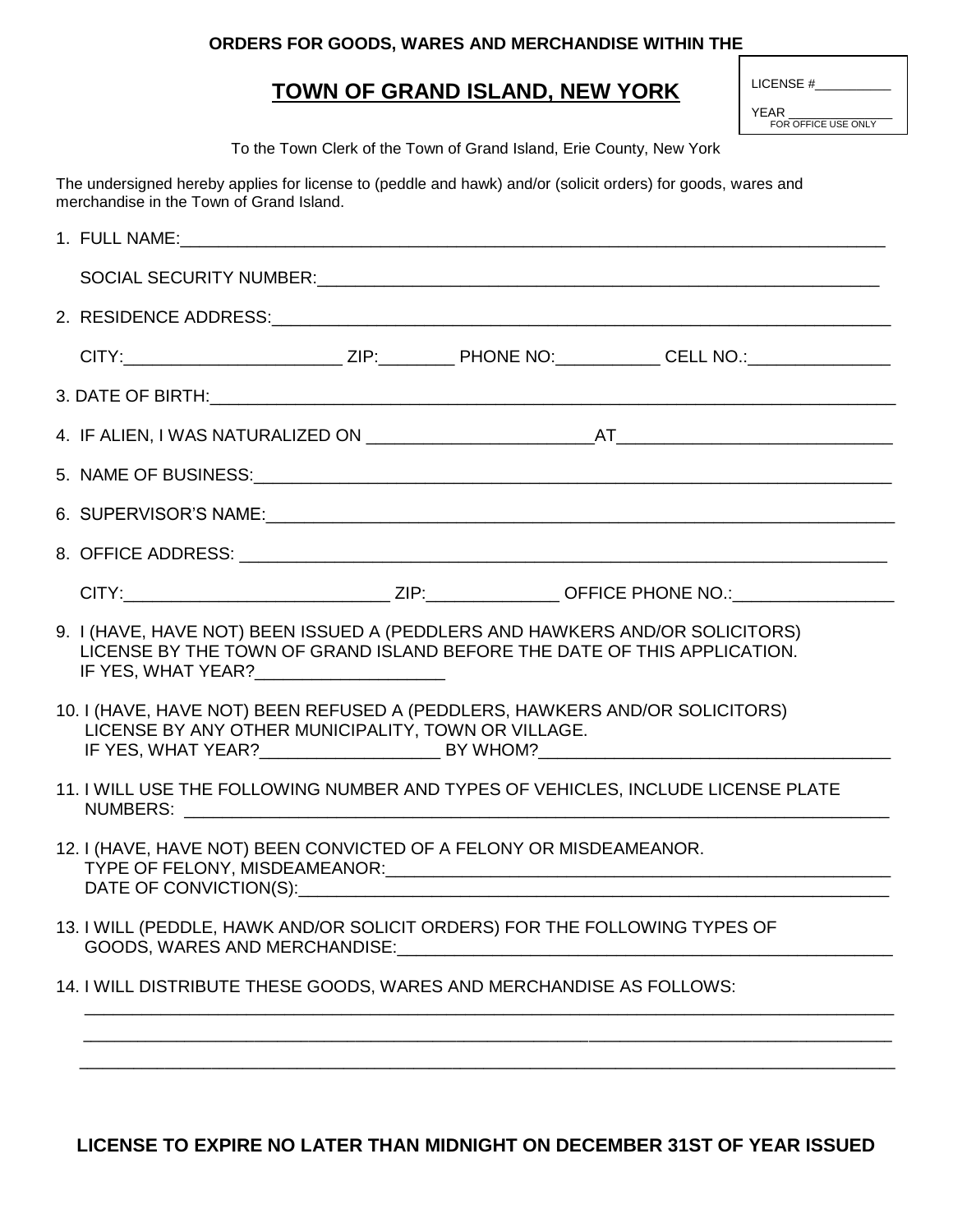**ORDERS FOR GOODS, WARES AND MERCHANDISE WITHIN THE**

# TOWN OF GRAND ISLAND, NEW YORK

LICENSE #__________

YEAR ______________

FOR OFFICE USE ONLY

To the Town Clerk of the Town of Grand Island, Erie County, New York

The undersigned hereby applies for license to (peddle and hawk) and/or (solicit orders) for goods, wares and merchandise in the Town of Grand Island.

1. FULL NAME:______________________________________________________________________

   SOCIAL SECURITY NUMBER:__________________________________________________________

2. RESIDENCE ADDRESS:_______________________________________________________________

   CITY:______________________ ZIP:________ PHONE NO:___________ CELL NO.:_______________

3. DATE OF BIRTH:___________________________________________________________________

4. IF ALIEN, I WAS NATURALIZED ON _______________________AT____________________________

5. NAME OF BUSINESS:_________________________________________________________________

6. SUPERVISOR'S NAME:________________________________________________________________

8. OFFICE ADDRESS: __________________________________________________________________

   CITY:___________________________ ZIP:_____________ OFFICE PHONE NO.:________________

9. I (HAVE, HAVE NOT) BEEN ISSUED A (PEDDLERS AND HAWKERS AND/OR SOLICITORS) LICENSE BY THE TOWN OF GRAND ISLAND BEFORE THE DATE OF THIS APPLICATION.
   IF YES, WHAT YEAR?___________________

10. I (HAVE, HAVE NOT) BEEN REFUSED A (PEDDLERS, HAWKERS AND/OR SOLICITORS) LICENSE BY ANY OTHER MUNICIPALITY, TOWN OR VILLAGE.
    IF YES, WHAT YEAR?__________________ BY WHOM?____________________________________

11. I WILL USE THE FOLLOWING NUMBER AND TYPES OF VEHICLES, INCLUDE LICENSE PLATE NUMBERS: ___________________________________________________________________________

12. I (HAVE, HAVE NOT) BEEN CONVICTED OF A FELONY OR MISDEAMEANOR.
    TYPE OF FELONY, MISDEAMEANOR:______________________________________________________
    DATE OF CONVICTION(S):____________________________________________________________

13. I WILL (PEDDLE, HAWK AND/OR SOLICIT ORDERS) FOR THE FOLLOWING TYPES OF GOODS, WARES AND MERCHANDISE:_____________________________________________________

14. I WILL DISTRIBUTE THESE GOODS, WARES AND MERCHANDISE AS FOLLOWS:
    ___________________________________________________________________________________
    ___________________________________________________________________________________
    ___________________________________________________________________________________

**LICENSE TO EXPIRE NO LATER THAN MIDNIGHT ON DECEMBER 31ST OF YEAR ISSUED**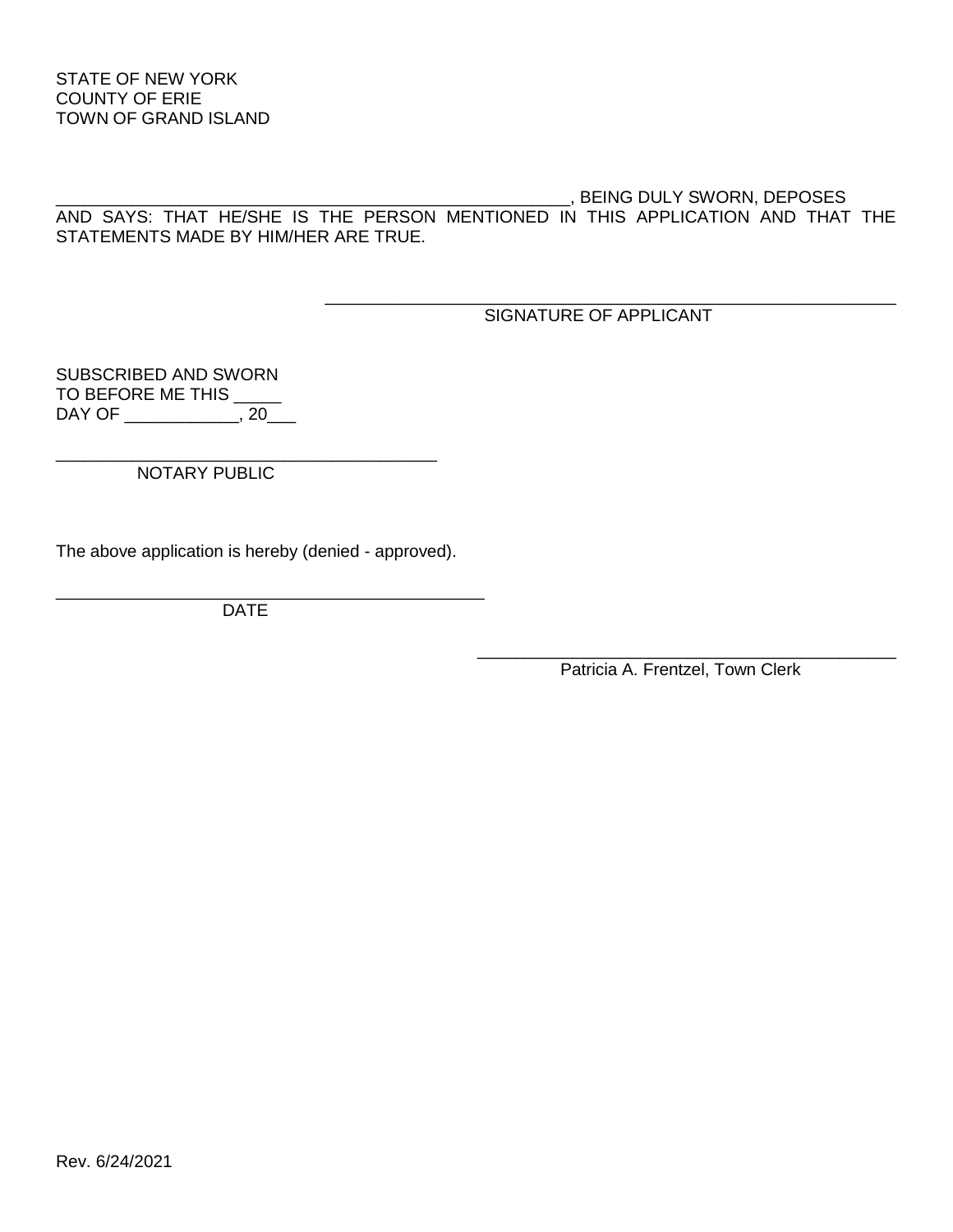STATE OF NEW YORK
COUNTY OF ERIE
TOWN OF GRAND ISLAND

____________________________________________________, BEING DULY SWORN, DEPOSES AND SAYS: THAT HE/SHE IS THE PERSON MENTIONED IN THIS APPLICATION AND THAT THE STATEMENTS MADE BY HIM/HER ARE TRUE.

____________________________________________________
SIGNATURE OF APPLICANT

SUBSCRIBED AND SWORN
TO BEFORE ME THIS _____
DAY OF ____________, 20___

_______________________________________
NOTARY PUBLIC

The above application is hereby (denied - approved).

____________________________________________
DATE

__________________________________________
Patricia A. Frentzel, Town Clerk

Rev. 6/24/2021